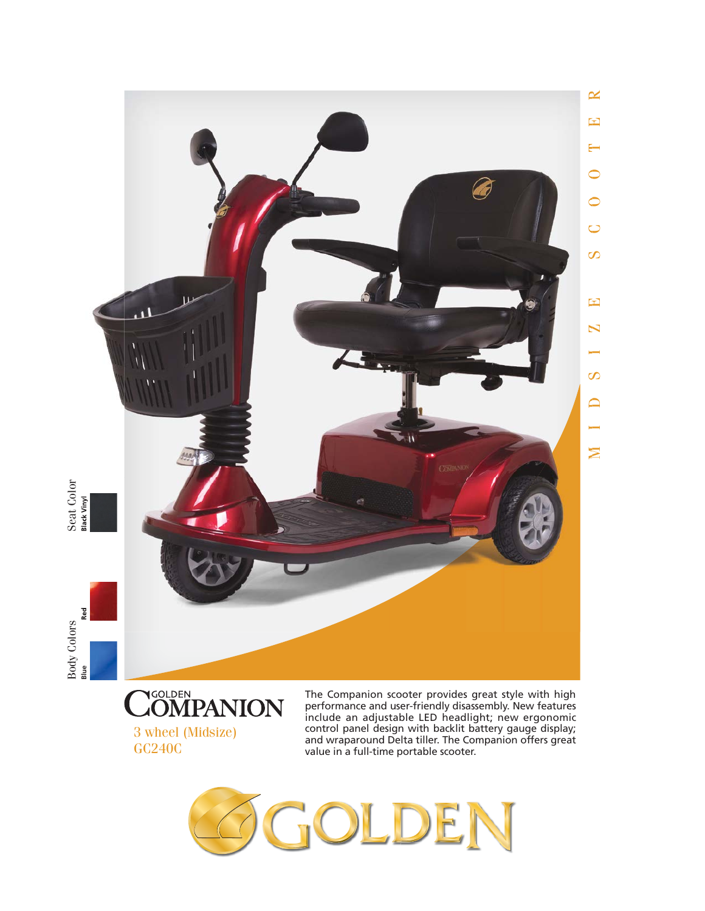MIDSIZE SCOOTER

Seat Color

Black Vinyl

Body Colors

Red

Blue

# GOLDEN COMPANION

3 wheel (Midsize)

GC240C

The Companion scooter provides great style with high performance and user-friendly disassembly. New features include an adjustable LED headlight; new ergonomic control panel design with backlit battery gauge display; and wraparound Delta tiller. The Companion offers great value in a full-time portable scooter.

GOLDEN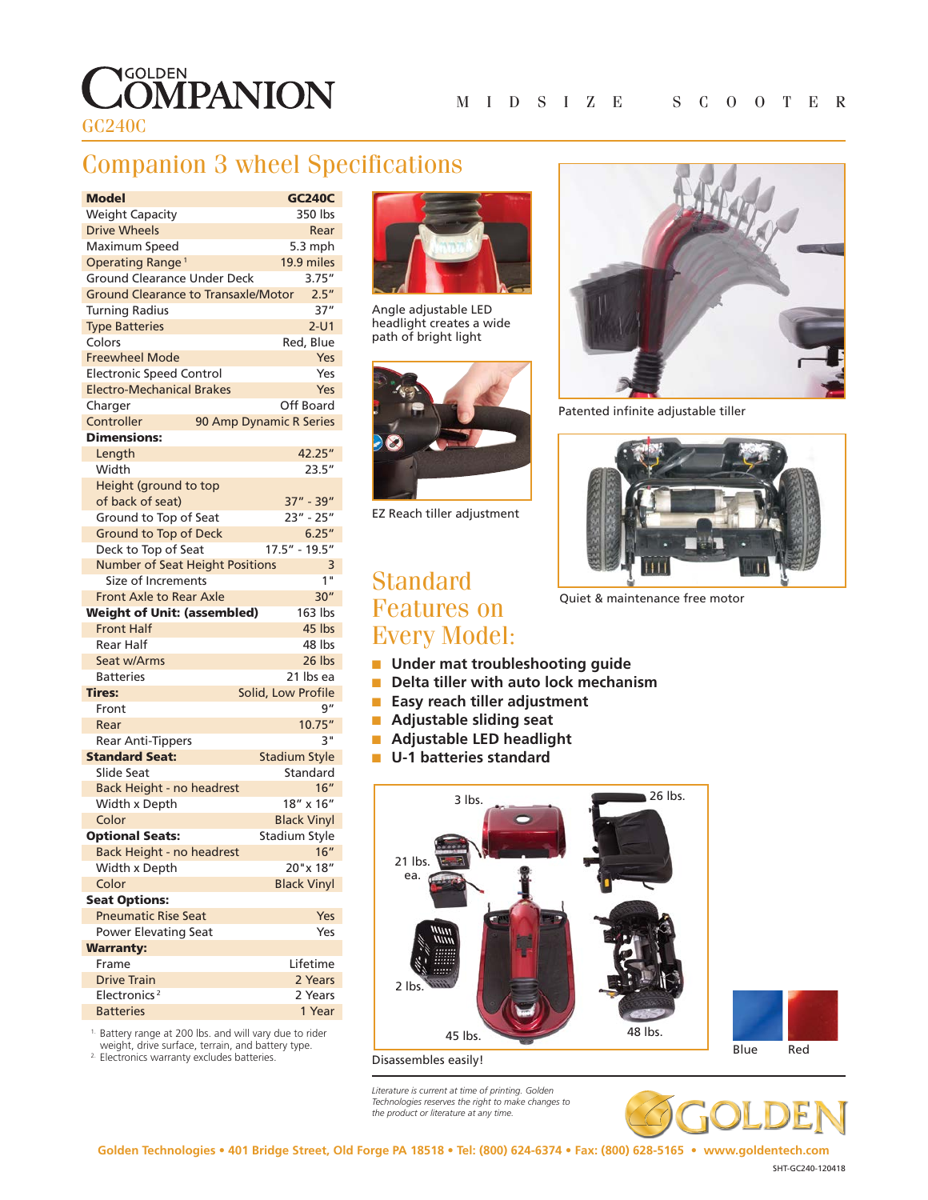# GOLDEN COMPANION

GC240C

MIDSIZE SCOOTER

## Companion 3 wheel Specifications

| Model | GC240C |
|---|---|
| Weight Capacity | 350 lbs |
| Drive Wheels | Rear |
| Maximum Speed | 5.3 mph |
| Operating Range [1] | 19.9 miles |
| Ground Clearance Under Deck | 3.75" |
| Ground Clearance to Transaxle/Motor | 2.5" |
| Turning Radius | 37" |
| Type Batteries | 2-U1 |
| Colors | Red, Blue |
| Freewheel Mode | Yes |
| Electronic Speed Control | Yes |
| Electro-Mechanical Brakes | Yes |
| Charger | Off Board |
| Controller | 90 Amp Dynamic R Series |
| **Dimensions:** | |
| Length | 42.25" |
| Width | 23.5" |
| Height (ground to top of back of seat) | 37" - 39" |
| Ground to Top of Seat | 23" - 25" |
| Ground to Top of Deck | 6.25" |
| Deck to Top of Seat | 17.5" - 19.5" |
| Number of Seat Height Positions | 3 |
| Size of Increments | 1" |
| Front Axle to Rear Axle | 30" |
| **Weight of Unit: (assembled)** | 163 lbs |
| Front Half | 45 lbs |
| Rear Half | 48 lbs |
| Seat w/Arms | 26 lbs |
| Batteries | 21 lbs ea |
| **Tires:** | Solid, Low Profile |
| Front | 9" |
| Rear | 10.75" |
| Rear Anti-Tippers | 3" |
| **Standard Seat:** | Stadium Style |
| Slide Seat | Standard |
| Back Height - no headrest | 16" |
| Width x Depth | 18" x 16" |
| Color | Black Vinyl |
| **Optional Seats:** | Stadium Style |
| Back Height - no headrest | 16" |
| Width x Depth | 20"x 18" |
| Color | Black Vinyl |
| **Seat Options:** | |
| Pneumatic Rise Seat | Yes |
| Power Elevating Seat | Yes |
| **Warranty:** | |
| Frame | Lifetime |
| Drive Train | 2 Years |
| Electronics [2] | 2 Years |
| Batteries | 1 Year |

1. Battery range at 200 lbs. and will vary due to rider weight, drive surface, terrain, and battery type.
2. Electronics warranty excludes batteries.

Angle adjustable LED headlight creates a wide path of bright light

EZ Reach tiller adjustment

Patented infinite adjustable tiller

Quiet & maintenance free motor

## Standard Features on Every Model:

- **Under mat troubleshooting guide**
- **Delta tiller with auto lock mechanism**
- **Easy reach tiller adjustment**
- **Adjustable sliding seat**
- **Adjustable LED headlight**
- **U-1 batteries standard**

3 lbs.
26 lbs.
21 lbs. ea.
2 lbs.
45 lbs.
48 lbs.

Disassembles easily!

Blue Red

*Literature is current at time of printing. Golden Technologies reserves the right to make changes to the product or literature at any time.*

GOLDEN

Golden Technologies • 401 Bridge Street, Old Forge PA 18518 • Tel: (800) 624-6374 • Fax: (800) 628-5165 • www.goldentech.com

SHT-GC240-120418